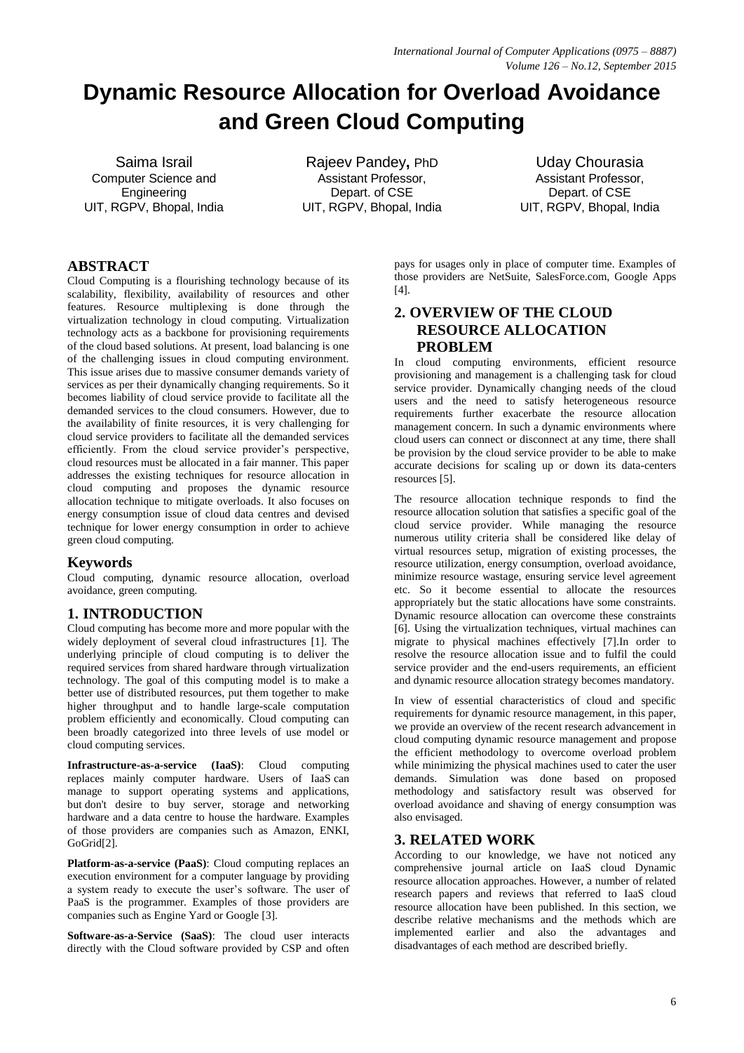# Dynamic Resource Allocation for Overload Avoidance and Green Cloud Computing

Saima Israil
Computer Science and Engineering
UIT, RGPV, Bhopal, India

Rajeev Pandey, PhD
Assistant Professor,
Depart. of CSE
UIT, RGPV, Bhopal, India

Uday Chourasia
Assistant Professor,
Depart. of CSE
UIT, RGPV, Bhopal, India

## ABSTRACT

Cloud Computing is a flourishing technology because of its scalability, flexibility, availability of resources and other features. Resource multiplexing is done through the virtualization technology in cloud computing. Virtualization technology acts as a backbone for provisioning requirements of the cloud based solutions. At present, load balancing is one of the challenging issues in cloud computing environment. This issue arises due to massive consumer demands variety of services as per their dynamically changing requirements. So it becomes liability of cloud service provide to facilitate all the demanded services to the cloud consumers. However, due to the availability of finite resources, it is very challenging for cloud service providers to facilitate all the demanded services efficiently. From the cloud service provider's perspective, cloud resources must be allocated in a fair manner. This paper addresses the existing techniques for resource allocation in cloud computing and proposes the dynamic resource allocation technique to mitigate overloads. It also focuses on energy consumption issue of cloud data centres and devised technique for lower energy consumption in order to achieve green cloud computing.

## Keywords

Cloud computing, dynamic resource allocation, overload avoidance, green computing.

## 1. INTRODUCTION

Cloud computing has become more and more popular with the widely deployment of several cloud infrastructures [1]. The underlying principle of cloud computing is to deliver the required services from shared hardware through virtualization technology. The goal of this computing model is to make a better use of distributed resources, put them together to make higher throughput and to handle large-scale computation problem efficiently and economically. Cloud computing can been broadly categorized into three levels of use model or cloud computing services.

**Infrastructure-as-a-service (IaaS)**: Cloud computing replaces mainly computer hardware. Users of IaaS can manage to support operating systems and applications, but don't desire to buy server, storage and networking hardware and a data centre to house the hardware. Examples of those providers are companies such as Amazon, ENKI, GoGrid[2].

**Platform-as-a-service (PaaS)**: Cloud computing replaces an execution environment for a computer language by providing a system ready to execute the user's software. The user of PaaS is the programmer. Examples of those providers are companies such as Engine Yard or Google [3].

**Software-as-a-Service (SaaS)**: The cloud user interacts directly with the Cloud software provided by CSP and often pays for usages only in place of computer time. Examples of those providers are NetSuite, SalesForce.com, Google Apps [4].

## 2. OVERVIEW OF THE CLOUD RESOURCE ALLOCATION PROBLEM

In cloud computing environments, efficient resource provisioning and management is a challenging task for cloud service provider. Dynamically changing needs of the cloud users and the need to satisfy heterogeneous resource requirements further exacerbate the resource allocation management concern. In such a dynamic environments where cloud users can connect or disconnect at any time, there shall be provision by the cloud service provider to be able to make accurate decisions for scaling up or down its data-centers resources [5].

The resource allocation technique responds to find the resource allocation solution that satisfies a specific goal of the cloud service provider. While managing the resource numerous utility criteria shall be considered like delay of virtual resources setup, migration of existing processes, the resource utilization, energy consumption, overload avoidance, minimize resource wastage, ensuring service level agreement etc. So it become essential to allocate the resources appropriately but the static allocations have some constraints. Dynamic resource allocation can overcome these constraints [6]. Using the virtualization techniques, virtual machines can migrate to physical machines effectively [7].In order to resolve the resource allocation issue and to fulfil the could service provider and the end-users requirements, an efficient and dynamic resource allocation strategy becomes mandatory.

In view of essential characteristics of cloud and specific requirements for dynamic resource management, in this paper, we provide an overview of the recent research advancement in cloud computing dynamic resource management and propose the efficient methodology to overcome overload problem while minimizing the physical machines used to cater the user demands. Simulation was done based on proposed methodology and satisfactory result was observed for overload avoidance and shaving of energy consumption was also envisaged.

## 3. RELATED WORK

According to our knowledge, we have not noticed any comprehensive journal article on IaaS cloud Dynamic resource allocation approaches. However, a number of related research papers and reviews that referred to IaaS cloud resource allocation have been published. In this section, we describe relative mechanisms and the methods which are implemented earlier and also the advantages and disadvantages of each method are described briefly.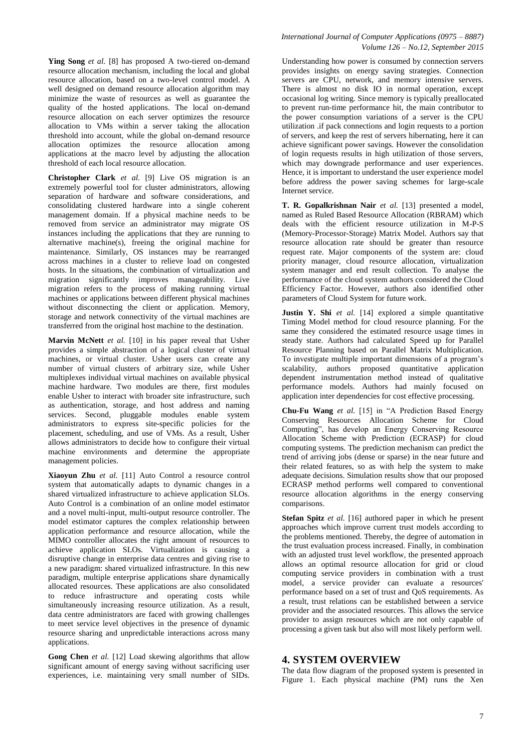**Ying Song** *et al.* [8] has proposed A two-tiered on-demand resource allocation mechanism, including the local and global resource allocation, based on a two-level control model. A well designed on demand resource allocation algorithm may minimize the waste of resources as well as guarantee the quality of the hosted applications. The local on-demand resource allocation on each server optimizes the resource allocation to VMs within a server taking the allocation threshold into account, while the global on-demand resource allocation optimizes the resource allocation among applications at the macro level by adjusting the allocation threshold of each local resource allocation.

**Christopher Clark** *et al.* [9] Live OS migration is an extremely powerful tool for cluster administrators, allowing separation of hardware and software considerations, and consolidating clustered hardware into a single coherent management domain. If a physical machine needs to be removed from service an administrator may migrate OS instances including the applications that they are running to alternative machine(s), freeing the original machine for maintenance. Similarly, OS instances may be rearranged across machines in a cluster to relieve load on congested hosts. In the situations, the combination of virtualization and migration significantly improves manageability. Live migration refers to the process of making running virtual machines or applications between different physical machines without disconnecting the client or application. Memory, storage and network connectivity of the virtual machines are transferred from the original host machine to the destination.

**Marvin McNett** *et al.* [10] in his paper reveal that Usher provides a simple abstraction of a logical cluster of virtual machines, or virtual cluster. Usher users can create any number of virtual clusters of arbitrary size, while Usher multiplexes individual virtual machines on available physical machine hardware. Two modules are there, first modules enable Usher to interact with broader site infrastructure, such as authentication, storage, and host address and naming services. Second, pluggable modules enable system administrators to express site-specific policies for the placement, scheduling, and use of VMs. As a result, Usher allows administrators to decide how to configure their virtual machine environments and determine the appropriate management policies.

**Xiaoyun Zhu** *et al.* [11] Auto Control a resource control system that automatically adapts to dynamic changes in a shared virtualized infrastructure to achieve application SLOs. Auto Control is a combination of an online model estimator and a novel multi-input, multi-output resource controller. The model estimator captures the complex relationship between application performance and resource allocation, while the MIMO controller allocates the right amount of resources to achieve application SLOs. Virtualization is causing a disruptive change in enterprise data centres and giving rise to a new paradigm: shared virtualized infrastructure. In this new paradigm, multiple enterprise applications share dynamically allocated resources. These applications are also consolidated to reduce infrastructure and operating costs while simultaneously increasing resource utilization. As a result, data centre administrators are faced with growing challenges to meet service level objectives in the presence of dynamic resource sharing and unpredictable interactions across many applications.

**Gong Chen** *et al.* [12] Load skewing algorithms that allow significant amount of energy saving without sacrificing user experiences, i.e. maintaining very small number of SIDs. Understanding how power is consumed by connection servers provides insights on energy saving strategies. Connection servers are CPU, network, and memory intensive servers. There is almost no disk IO in normal operation, except occasional log writing. Since memory is typically preallocated to prevent run-time performance hit, the main contributor to the power consumption variations of a server is the CPU utilization .if pack connections and login requests to a portion of servers, and keep the rest of servers hibernating, here it can achieve significant power savings. However the consolidation of login requests results in high utilization of those servers, which may downgrade performance and user experiences. Hence, it is important to understand the user experience model before address the power saving schemes for large-scale Internet service.

**T. R. Gopalkrishnan Nair** *et al.* [13] presented a model, named as Ruled Based Resource Allocation (RBRAM) which deals with the efficient resource utilization in M-P-S (Memory-Processor-Storage) Matrix Model. Authors say that resource allocation rate should be greater than resource request rate. Major components of the system are: cloud priority manager, cloud resource allocation, virtualization system manager and end result collection. To analyse the performance of the cloud system authors considered the Cloud Efficiency Factor. However, authors also identified other parameters of Cloud System for future work.

**Justin Y. Shi** *et al.* [14] explored a simple quantitative Timing Model method for cloud resource planning. For the same they considered the estimated resource usage times in steady state. Authors had calculated Speed up for Parallel Resource Planning based on Parallel Matrix Multiplication. To investigate multiple important dimensions of a program's scalability, authors proposed quantitative application dependent instrumentation method instead of qualitative performance models. Authors had mainly focused on application inter dependencies for cost effective processing.

**Chu-Fu Wang** *et al.* [15] in "A Prediction Based Energy Conserving Resources Allocation Scheme for Cloud Computing", has develop an Energy Conserving Resource Allocation Scheme with Prediction (ECRASP) for cloud computing systems. The prediction mechanism can predict the trend of arriving jobs (dense or sparse) in the near future and their related features, so as with help the system to make adequate decisions. Simulation results show that our proposed ECRASP method performs well compared to conventional resource allocation algorithms in the energy conserving comparisons.

**Stefan Spitz** *et al.* [16] authored paper in which he present approaches which improve current trust models according to the problems mentioned. Thereby, the degree of automation in the trust evaluation process increased. Finally, in combination with an adjusted trust level workflow, the presented approach allows an optimal resource allocation for grid or cloud computing service providers in combination with a trust model, a service provider can evaluate a resources' performance based on a set of trust and QoS requirements. As a result, trust relations can be established between a service provider and the associated resources. This allows the service provider to assign resources which are not only capable of processing a given task but also will most likely perform well.

## 4. SYSTEM OVERVIEW

The data flow diagram of the proposed system is presented in Figure 1. Each physical machine (PM) runs the Xen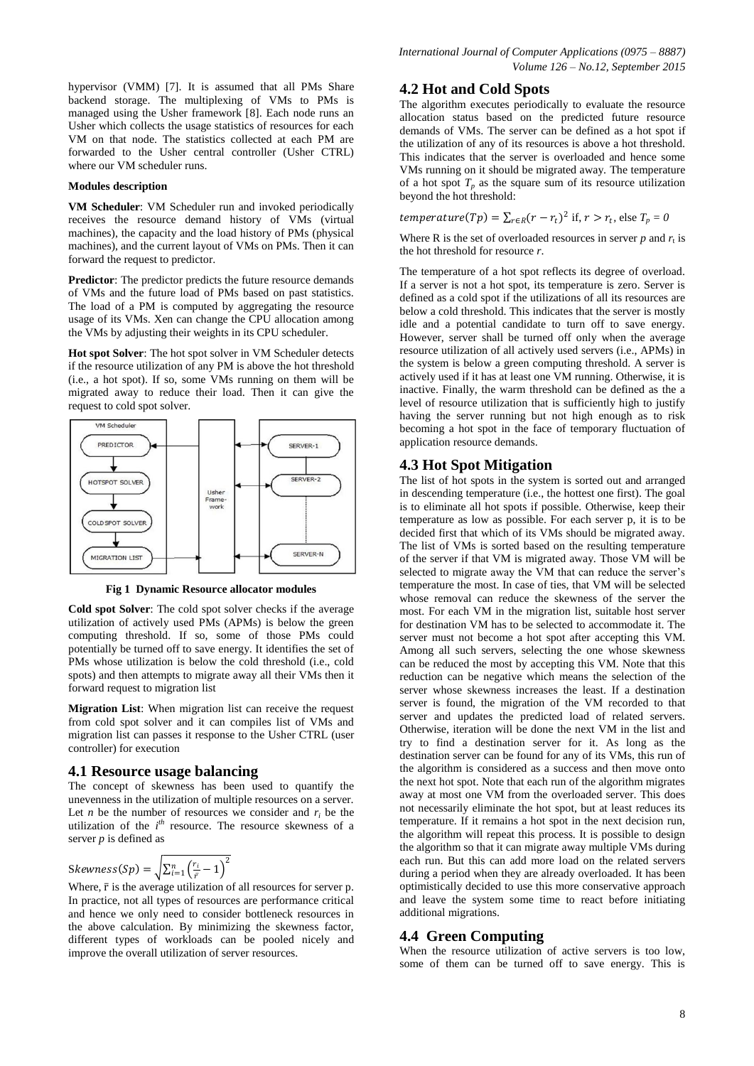hypervisor (VMM) [7]. It is assumed that all PMs Share backend storage. The multiplexing of VMs to PMs is managed using the Usher framework [8]. Each node runs an Usher which collects the usage statistics of resources for each VM on that node. The statistics collected at each PM are forwarded to the Usher central controller (Usher CTRL) where our VM scheduler runs.

**Modules description**

**VM Scheduler**: VM Scheduler run and invoked periodically receives the resource demand history of VMs (virtual machines), the capacity and the load history of PMs (physical machines), and the current layout of VMs on PMs. Then it can forward the request to predictor.

**Predictor**: The predictor predicts the future resource demands of VMs and the future load of PMs based on past statistics. The load of a PM is computed by aggregating the resource usage of its VMs. Xen can change the CPU allocation among the VMs by adjusting their weights in its CPU scheduler.

**Hot spot Solver**: The hot spot solver in VM Scheduler detects if the resource utilization of any PM is above the hot threshold (i.e., a hot spot). If so, some VMs running on them will be migrated away to reduce their load. Then it can give the request to cold spot solver.

**Fig 1 Dynamic Resource allocator modules**

**Cold spot Solver**: The cold spot solver checks if the average utilization of actively used PMs (APMs) is below the green computing threshold. If so, some of those PMs could potentially be turned off to save energy. It identifies the set of PMs whose utilization is below the cold threshold (i.e., cold spots) and then attempts to migrate away all their VMs then it forward request to migration list

**Migration List**: When migration list can receive the request from cold spot solver and it can compiles list of VMs and migration list can passes it response to the Usher CTRL (user controller) for execution

## 4.1 Resource usage balancing

The concept of skewness has been used to quantify the unevenness in the utilization of multiple resources on a server. Let $n$ be the number of resources we consider and $r_i$ be the utilization of the $i^{th}$ resource. The resource skewness of a server $p$ is defined as

$$Skewness(Sp) = \sqrt{\sum_{i=1}^{n}\left(\frac{r_i}{\bar{r}}-1\right)^2}$$

Where, $\bar{r}$ is the average utilization of all resources for server p. In practice, not all types of resources are performance critical and hence we only need to consider bottleneck resources in the above calculation. By minimizing the skewness factor, different types of workloads can be pooled nicely and improve the overall utilization of server resources.

## 4.2 Hot and Cold Spots

The algorithm executes periodically to evaluate the resource allocation status based on the predicted future resource demands of VMs. The server can be defined as a hot spot if the utilization of any of its resources is above a hot threshold. This indicates that the server is overloaded and hence some VMs running on it should be migrated away. The temperature of a hot spot $T_p$ as the square sum of its resource utilization beyond the hot threshold:

$$temperature(Tp) = \sum_{r \in R}(r - r_t)^2 \text{ if, } r > r_t, \text{ else } T_p = 0$$

Where R is the set of overloaded resources in server $p$ and $r_t$ is the hot threshold for resource $r$.

The temperature of a hot spot reflects its degree of overload. If a server is not a hot spot, its temperature is zero. Server is defined as a cold spot if the utilizations of all its resources are below a cold threshold. This indicates that the server is mostly idle and a potential candidate to turn off to save energy. However, server shall be turned off only when the average resource utilization of all actively used servers (i.e., APMs) in the system is below a green computing threshold. A server is actively used if it has at least one VM running. Otherwise, it is inactive. Finally, the warm threshold can be defined as the a level of resource utilization that is sufficiently high to justify having the server running but not high enough as to risk becoming a hot spot in the face of temporary fluctuation of application resource demands.

## 4.3 Hot Spot Mitigation

The list of hot spots in the system is sorted out and arranged in descending temperature (i.e., the hottest one first). The goal is to eliminate all hot spots if possible. Otherwise, keep their temperature as low as possible. For each server p, it is to be decided first that which of its VMs should be migrated away. The list of VMs is sorted based on the resulting temperature of the server if that VM is migrated away. Those VM will be selected to migrate away the VM that can reduce the server's temperature the most. In case of ties, that VM will be selected whose removal can reduce the skewness of the server the most. For each VM in the migration list, suitable host server for destination VM has to be selected to accommodate it. The server must not become a hot spot after accepting this VM. Among all such servers, selecting the one whose skewness can be reduced the most by accepting this VM. Note that this reduction can be negative which means the selection of the server whose skewness increases the least. If a destination server is found, the migration of the VM recorded to that server and updates the predicted load of related servers. Otherwise, iteration will be done the next VM in the list and try to find a destination server for it. As long as the destination server can be found for any of its VMs, this run of the algorithm is considered as a success and then move onto the next hot spot. Note that each run of the algorithm migrates away at most one VM from the overloaded server. This does not necessarily eliminate the hot spot, but at least reduces its temperature. If it remains a hot spot in the next decision run, the algorithm will repeat this process. It is possible to design the algorithm so that it can migrate away multiple VMs during each run. But this can add more load on the related servers during a period when they are already overloaded. It has been optimistically decided to use this more conservative approach and leave the system some time to react before initiating additional migrations.

## 4.4 Green Computing

When the resource utilization of active servers is too low, some of them can be turned off to save energy. This is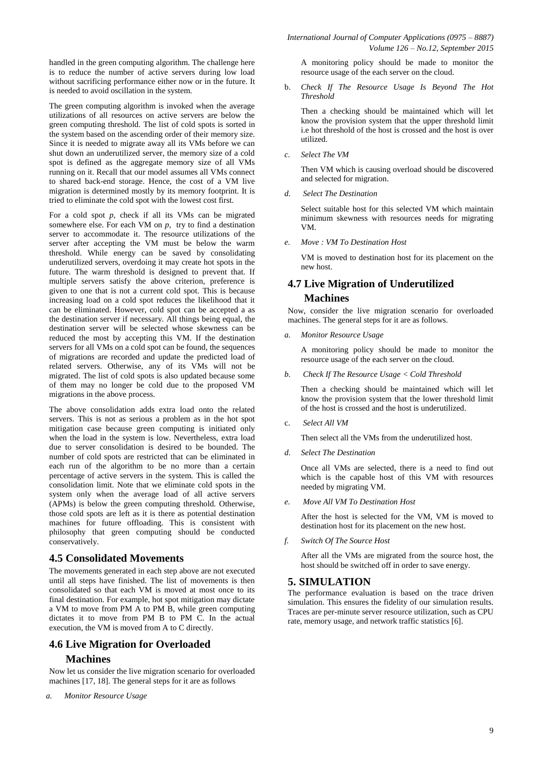handled in the green computing algorithm. The challenge here is to reduce the number of active servers during low load without sacrificing performance either now or in the future. It is needed to avoid oscillation in the system.

The green computing algorithm is invoked when the average utilizations of all resources on active servers are below the green computing threshold. The list of cold spots is sorted in the system based on the ascending order of their memory size. Since it is needed to migrate away all its VMs before we can shut down an underutilized server, the memory size of a cold spot is defined as the aggregate memory size of all VMs running on it. Recall that our model assumes all VMs connect to shared back-end storage. Hence, the cost of a VM live migration is determined mostly by its memory footprint. It is tried to eliminate the cold spot with the lowest cost first.

For a cold spot *p*, check if all its VMs can be migrated somewhere else. For each VM on *p*, try to find a destination server to accommodate it. The resource utilizations of the server after accepting the VM must be below the warm threshold. While energy can be saved by consolidating underutilized servers, overdoing it may create hot spots in the future. The warm threshold is designed to prevent that. If multiple servers satisfy the above criterion, preference is given to one that is not a current cold spot. This is because increasing load on a cold spot reduces the likelihood that it can be eliminated. However, cold spot can be accepted a as the destination server if necessary. All things being equal, the destination server will be selected whose skewness can be reduced the most by accepting this VM. If the destination servers for all VMs on a cold spot can be found, the sequences of migrations are recorded and update the predicted load of related servers. Otherwise, any of its VMs will not be migrated. The list of cold spots is also updated because some of them may no longer be cold due to the proposed VM migrations in the above process.

The above consolidation adds extra load onto the related servers. This is not as serious a problem as in the hot spot mitigation case because green computing is initiated only when the load in the system is low. Nevertheless, extra load due to server consolidation is desired to be bounded. The number of cold spots are restricted that can be eliminated in each run of the algorithm to be no more than a certain percentage of active servers in the system. This is called the consolidation limit. Note that we eliminate cold spots in the system only when the average load of all active servers (APMs) is below the green computing threshold. Otherwise, those cold spots are left as it is there as potential destination machines for future offloading. This is consistent with philosophy that green computing should be conducted conservatively.

## 4.5 Consolidated Movements

The movements generated in each step above are not executed until all steps have finished. The list of movements is then consolidated so that each VM is moved at most once to its final destination. For example, hot spot mitigation may dictate a VM to move from PM A to PM B, while green computing dictates it to move from PM B to PM C. In the actual execution, the VM is moved from A to C directly.

## 4.6 Live Migration for Overloaded Machines

Now let us consider the live migration scenario for overloaded machines [17, 18]. The general steps for it are as follows

a. *Monitor Resource Usage*

   A monitoring policy should be made to monitor the resource usage of the each server on the cloud.

b. *Check If The Resource Usage Is Beyond The Hot Threshold*

   Then a checking should be maintained which will let know the provision system that the upper threshold limit i.e hot threshold of the host is crossed and the host is over utilized.

c. *Select The VM*

   Then VM which is causing overload should be discovered and selected for migration.

d. *Select The Destination*

   Select suitable host for this selected VM which maintain minimum skewness with resources needs for migrating VM.

e. *Move : VM To Destination Host*

   VM is moved to destination host for its placement on the new host.

## 4.7 Live Migration of Underutilized Machines

Now, consider the live migration scenario for overloaded machines. The general steps for it are as follows.

a. *Monitor Resource Usage*

   A monitoring policy should be made to monitor the resource usage of the each server on the cloud.

b. *Check If The Resource Usage < Cold Threshold*

   Then a checking should be maintained which will let know the provision system that the lower threshold limit of the host is crossed and the host is underutilized.

c. *Select All VM*

   Then select all the VMs from the underutilized host.

d. *Select The Destination*

   Once all VMs are selected, there is a need to find out which is the capable host of this VM with resources needed by migrating VM.

e. *Move All VM To Destination Host*

   After the host is selected for the VM, VM is moved to destination host for its placement on the new host.

f. *Switch Of The Source Host*

   After all the VMs are migrated from the source host, the host should be switched off in order to save energy.

# 5. SIMULATION

The performance evaluation is based on the trace driven simulation. This ensures the fidelity of our simulation results. Traces are per-minute server resource utilization, such as CPU rate, memory usage, and network traffic statistics [6].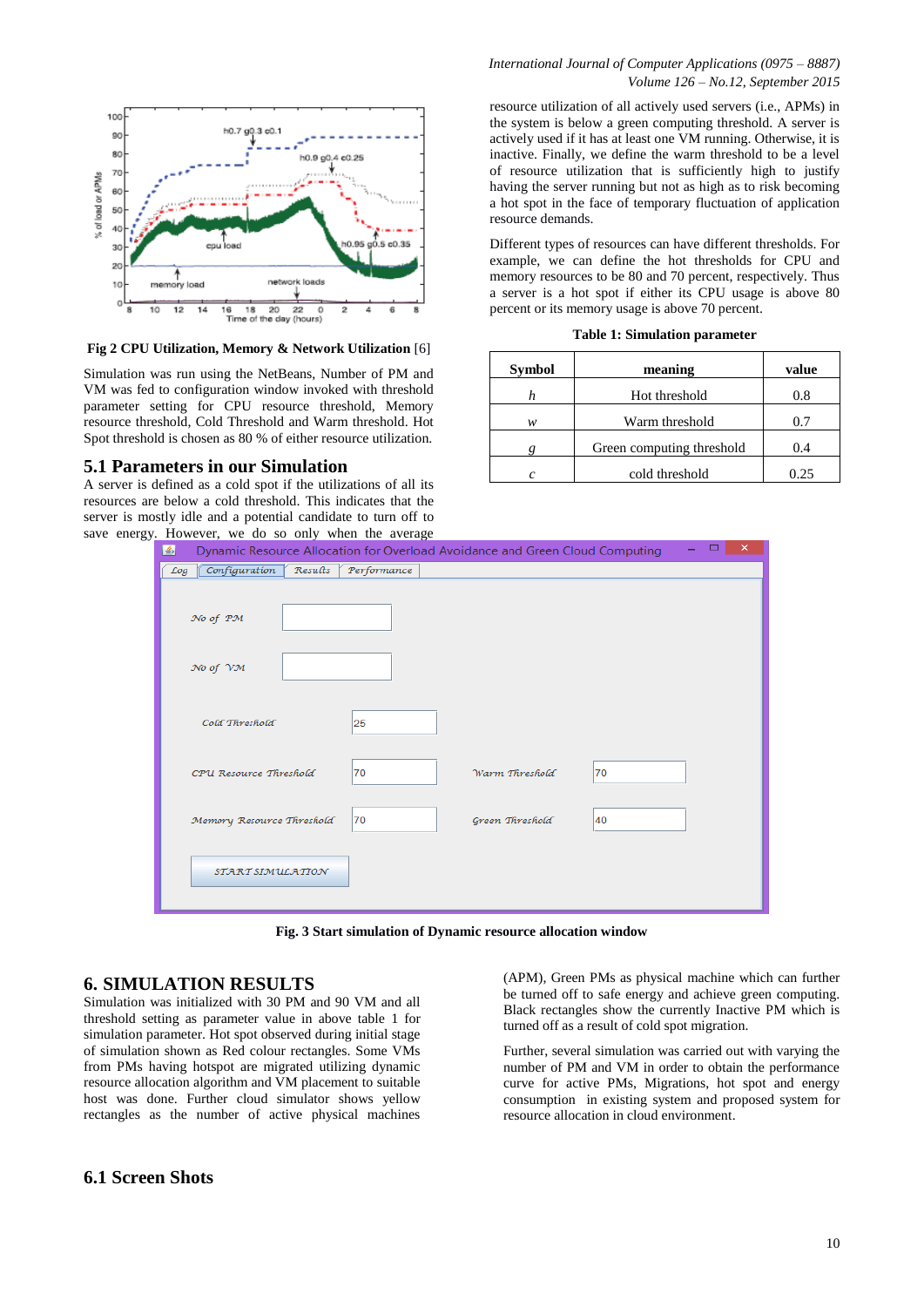Fig 2 CPU Utilization, Memory & Network Utilization [6]

Simulation was run using the NetBeans, Number of PM and VM was fed to configuration window invoked with threshold parameter setting for CPU resource threshold, Memory resource threshold, Cold Threshold and Warm threshold. Hot Spot threshold is chosen as 80 % of either resource utilization.

## 5.1 Parameters in our Simulation

A server is defined as a cold spot if the utilizations of all its resources are below a cold threshold. This indicates that the server is mostly idle and a potential candidate to turn off to save energy. However, we do so only when the average resource utilization of all actively used servers (i.e., APMs) in the system is below a green computing threshold. A server is actively used if it has at least one VM running. Otherwise, it is inactive. Finally, we define the warm threshold to be a level of resource utilization that is sufficiently high to justify having the server running but not as high as to risk becoming a hot spot in the face of temporary fluctuation of application resource demands.

Different types of resources can have different thresholds. For example, we can define the hot thresholds for CPU and memory resources to be 80 and 70 percent, respectively. Thus a server is a hot spot if either its CPU usage is above 80 percent or its memory usage is above 70 percent.

**Table 1: Simulation parameter**

| Symbol | meaning | value |
|---|---|---|
| *h* | Hot threshold | 0.8 |
| *w* | Warm threshold | 0.7 |
| *g* | Green computing threshold | 0.4 |
| *c* | cold threshold | 0.25 |

Fig. 3 Start simulation of Dynamic resource allocation window

## 6. SIMULATION RESULTS

Simulation was initialized with 30 PM and 90 VM and all threshold setting as parameter value in above table 1 for simulation parameter. Hot spot observed during initial stage of simulation shown as Red colour rectangles. Some VMs from PMs having hotspot are migrated utilizing dynamic resource allocation algorithm and VM placement to suitable host was done. Further cloud simulator shows yellow rectangles as the number of active physical machines (APM), Green PMs as physical machine which can further be turned off to safe energy and achieve green computing. Black rectangles show the currently Inactive PM which is turned off as a result of cold spot migration.

Further, several simulation was carried out with varying the number of PM and VM in order to obtain the performance curve for active PMs, Migrations, hot spot and energy consumption in existing system and proposed system for resource allocation in cloud environment.

### 6.1 Screen Shots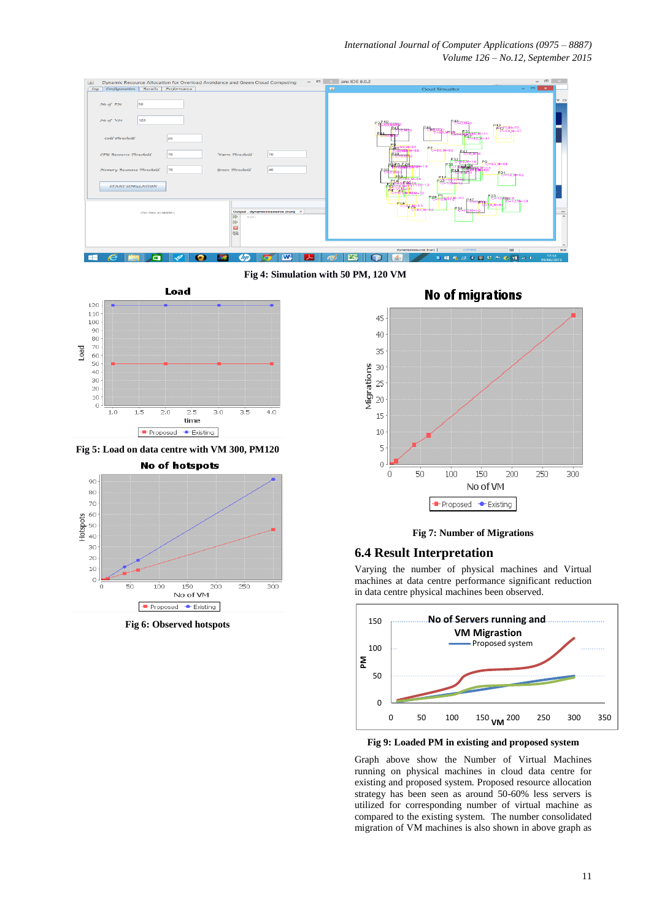Fig 4: Simulation with 50 PM, 120 VM

Fig 5: Load on data centre with VM 300, PM120

Fig 6: Observed hotspots

Fig 7: Number of Migrations

## 6.4 Result Interpretation

Varying the number of physical machines and Virtual machines at data centre performance significant reduction in data centre physical machines been observed.

Fig 9: Loaded PM in existing and proposed system

Graph above show the Number of Virtual Machines running on physical machines in cloud data centre for existing and proposed system. Proposed resource allocation strategy has been seen as around 50-60% less servers is utilized for corresponding number of virtual machine as compared to the existing system. The number consolidated migration of VM machines is also shown in above graph as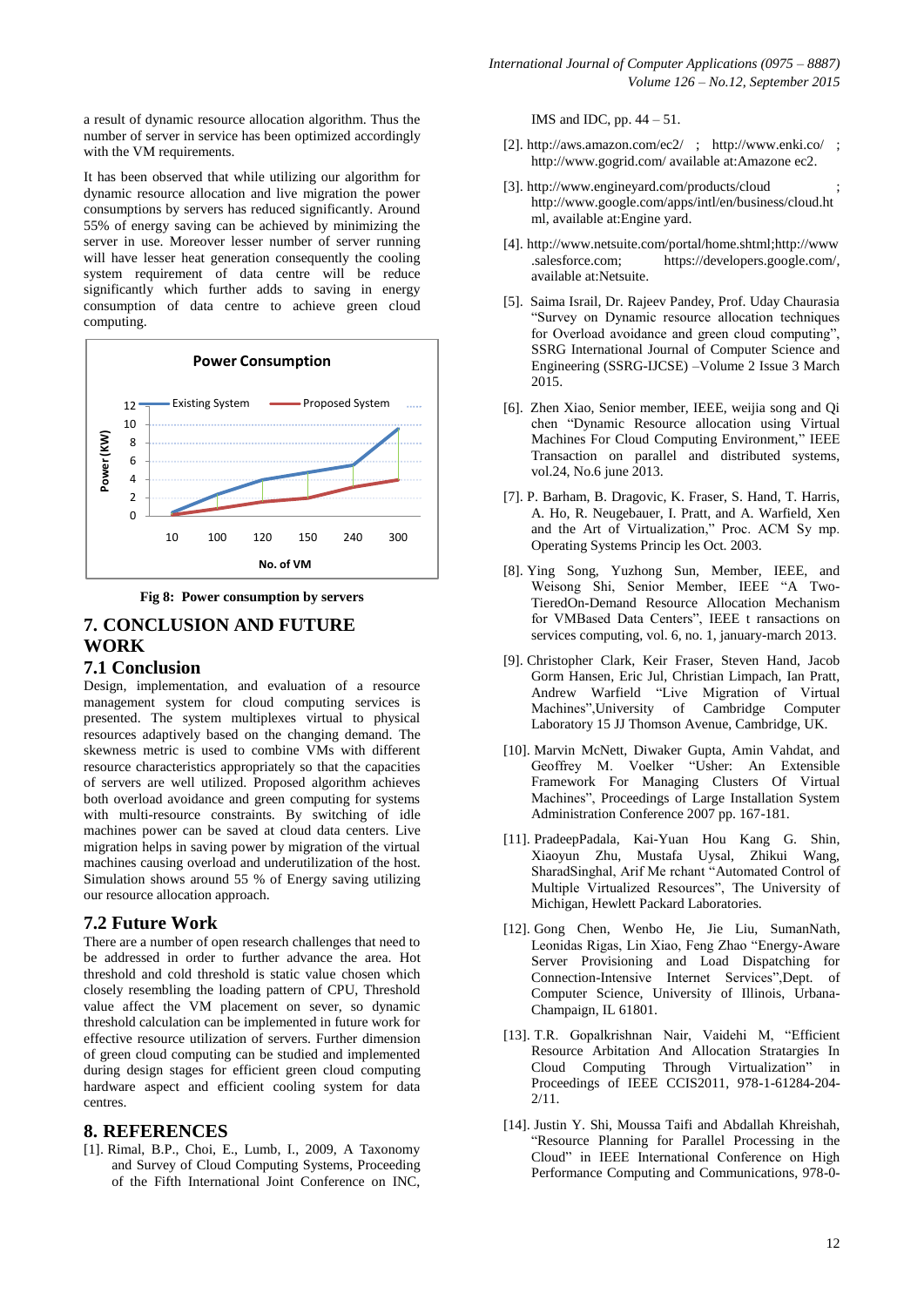a result of dynamic resource allocation algorithm. Thus the number of server in service has been optimized accordingly with the VM requirements.

It has been observed that while utilizing our algorithm for dynamic resource allocation and live migration the power consumptions by servers has reduced significantly. Around 55% of energy saving can be achieved by minimizing the server in use. Moreover lesser number of server running will have lesser heat generation consequently the cooling system requirement of data centre will be reduce significantly which further adds to saving in energy consumption of data centre to achieve green cloud computing.

**Fig 8: Power consumption by servers**

## 7. CONCLUSION AND FUTURE WORK

### 7.1 Conclusion

Design, implementation, and evaluation of a resource management system for cloud computing services is presented. The system multiplexes virtual to physical resources adaptively based on the changing demand. The skewness metric is used to combine VMs with different resource characteristics appropriately so that the capacities of servers are well utilized. Proposed algorithm achieves both overload avoidance and green computing for systems with multi-resource constraints. By switching of idle machines power can be saved at cloud data centers. Live migration helps in saving power by migration of the virtual machines causing overload and underutilization of the host. Simulation shows around 55 % of Energy saving utilizing our resource allocation approach.

### 7.2 Future Work

There are a number of open research challenges that need to be addressed in order to further advance the area. Hot threshold and cold threshold is static value chosen which closely resembling the loading pattern of CPU, Threshold value affect the VM placement on sever, so dynamic threshold calculation can be implemented in future work for effective resource utilization of servers. Further dimension of green cloud computing can be studied and implemented during design stages for efficient green cloud computing hardware aspect and efficient cooling system for data centres.

## 8. REFERENCES

[1]. Rimal, B.P., Choi, E., Lumb, I., 2009, A Taxonomy and Survey of Cloud Computing Systems, Proceeding of the Fifth International Joint Conference on INC, IMS and IDC, pp. 44 – 51.

[2]. http://aws.amazon.com/ec2/ ; http://www.enki.co/ ; http://www.gogrid.com/ available at:Amazone ec2.

[3]. http://www.engineyard.com/products/cloud ; http://www.google.com/apps/intl/en/business/cloud.html, available at:Engine yard.

[4]. http://www.netsuite.com/portal/home.shtml;http://www.salesforce.com; https://developers.google.com/, available at:Netsuite.

[5]. Saima Israil, Dr. Rajeev Pandey, Prof. Uday Chaurasia "Survey on Dynamic resource allocation techniques for Overload avoidance and green cloud computing", SSRG International Journal of Computer Science and Engineering (SSRG-IJCSE) –Volume 2 Issue 3 March 2015.

[6]. Zhen Xiao, Senior member, IEEE, weijia song and Qi chen "Dynamic Resource allocation using Virtual Machines For Cloud Computing Environment," IEEE Transaction on parallel and distributed systems, vol.24, No.6 june 2013.

[7]. P. Barham, B. Dragovic, K. Fraser, S. Hand, T. Harris, A. Ho, R. Neugebauer, I. Pratt, and A. Warfield, Xen and the Art of Virtualization," Proc. ACM Sy mp. Operating Systems Princip les Oct. 2003.

[8]. Ying Song, Yuzhong Sun, Member, IEEE, and Weisong Shi, Senior Member, IEEE "A Two-TieredOn-Demand Resource Allocation Mechanism for VMBased Data Centers", IEEE t ransactions on services computing, vol. 6, no. 1, january-march 2013.

[9]. Christopher Clark, Keir Fraser, Steven Hand, Jacob Gorm Hansen, Eric Jul, Christian Limpach, Ian Pratt, Andrew Warfield "Live Migration of Virtual Machines",University of Cambridge Computer Laboratory 15 JJ Thomson Avenue, Cambridge, UK.

[10]. Marvin McNett, Diwaker Gupta, Amin Vahdat, and Geoffrey M. Voelker "Usher: An Extensible Framework For Managing Clusters Of Virtual Machines", Proceedings of Large Installation System Administration Conference 2007 pp. 167-181.

[11]. PradeepPadala, Kai-Yuan Hou Kang G. Shin, Xiaoyun Zhu, Mustafa Uysal, Zhikui Wang, SharadSinghal, Arif Me rchant "Automated Control of Multiple Virtualized Resources", The University of Michigan, Hewlett Packard Laboratories.

[12]. Gong Chen, Wenbo He, Jie Liu, SumanNath, Leonidas Rigas, Lin Xiao, Feng Zhao "Energy-Aware Server Provisioning and Load Dispatching for Connection-Intensive Internet Services",Dept. of Computer Science, University of Illinois, Urbana-Champaign, IL 61801.

[13]. T.R. Gopalkrishnan Nair, Vaidehi M, "Efficient Resource Arbitration And Allocation Stratargies In Cloud Computing Through Virtualization" in Proceedings of IEEE CCIS2011, 978-1-61284-204-2/11.

[14]. Justin Y. Shi, Moussa Taifi and Abdallah Khreishah, "Resource Planning for Parallel Processing in the Cloud" in IEEE International Conference on High Performance Computing and Communications, 978-0-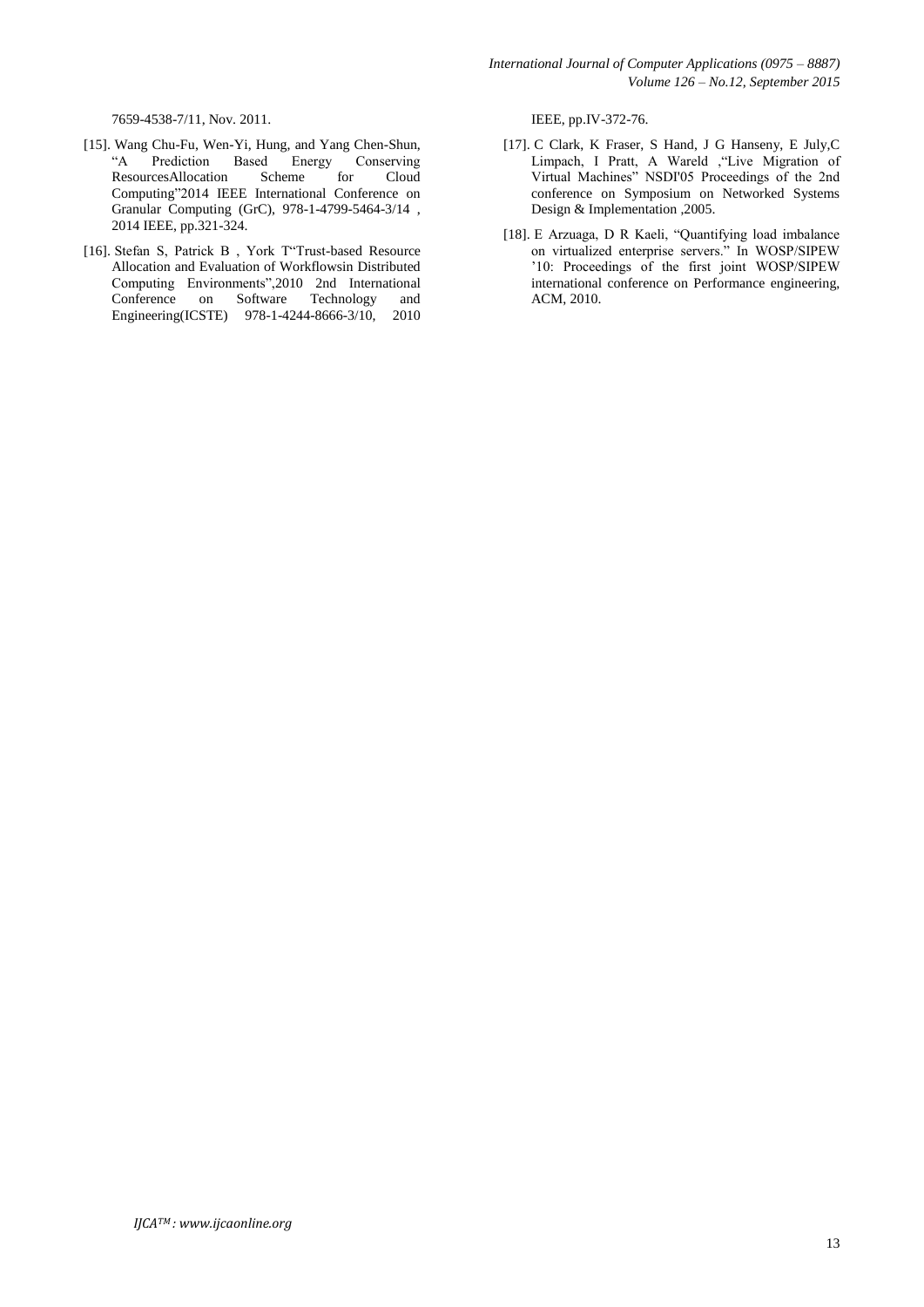7659-4538-7/11, Nov. 2011.

[15]. Wang Chu-Fu, Wen-Yi, Hung, and Yang Chen-Shun, "A Prediction Based Energy Conserving ResourcesAllocation Scheme for Cloud Computing"2014 IEEE International Conference on Granular Computing (GrC), 978-1-4799-5464-3/14 , 2014 IEEE, pp.321-324.

[16]. Stefan S, Patrick B , York T"Trust-based Resource Allocation and Evaluation of Workflowsin Distributed Computing Environments",2010 2nd International Conference on Software Technology and Engineering(ICSTE) 978-1-4244-8666-3/10, 2010 IEEE, pp.IV-372-76.

[17]. C Clark, K Fraser, S Hand, J G Hanseny, E July,C Limpach, I Pratt, A Wareld ,"Live Migration of Virtual Machines" NSDI'05 Proceedings of the 2nd conference on Symposium on Networked Systems Design & Implementation ,2005.

[18]. E Arzuaga, D R Kaeli, "Quantifying load imbalance on virtualized enterprise servers." In WOSP/SIPEW '10: Proceedings of the first joint WOSP/SIPEW international conference on Performance engineering, ACM, 2010.